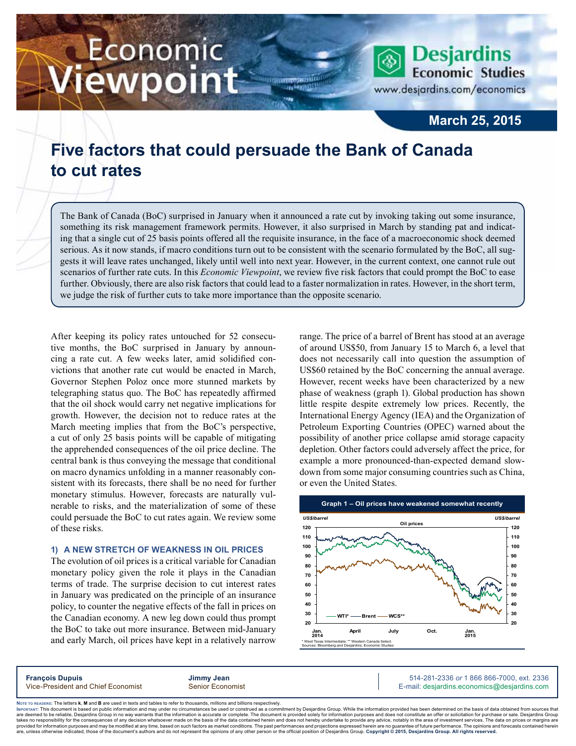# Economic Viewpoint

Desjardins Economic Studies
www.desjardins.com/economics

**March 25, 2015**

# Five factors that could persuade the Bank of Canada to cut rates

The Bank of Canada (BoC) surprised in January when it announced a rate cut by invoking taking out some insurance, something its risk management framework permits. However, it also surprised in March by standing pat and indicating that a single cut of 25 basis points offered all the requisite insurance, in the face of a macroeconomic shock deemed serious. As it now stands, if macro conditions turn out to be consistent with the scenario formulated by the BoC, all suggests it will leave rates unchanged, likely until well into next year. However, in the current context, one cannot rule out scenarios of further rate cuts. In this *Economic Viewpoint*, we review five risk factors that could prompt the BoC to ease further. Obviously, there are also risk factors that could lead to a faster normalization in rates. However, in the short term, we judge the risk of further cuts to take more importance than the opposite scenario.

After keeping its policy rates untouched for 52 consecutive months, the BoC surprised in January by announcing a rate cut. A few weeks later, amid solidified convictions that another rate cut would be enacted in March, Governor Stephen Poloz once more stunned markets by telegraphing status quo. The BoC has repeatedly affirmed that the oil shock would carry net negative implications for growth. However, the decision not to reduce rates at the March meeting implies that from the BoC's perspective, a cut of only 25 basis points will be capable of mitigating the apprehended consequences of the oil price decline. The central bank is thus conveying the message that conditional on macro dynamics unfolding in a manner reasonably consistent with its forecasts, there shall be no need for further monetary stimulus. However, forecasts are naturally vulnerable to risks, and the materialization of some of these could persuade the BoC to cut rates again. We review some of these risks.

### 1) A NEW STRETCH OF WEAKNESS IN OIL PRICES

The evolution of oil prices is a critical variable for Canadian monetary policy given the role it plays in the Canadian terms of trade. The surprise decision to cut interest rates in January was predicated on the principle of an insurance policy, to counter the negative effects of the fall in prices on the Canadian economy. A new leg down could thus prompt the BoC to take out more insurance. Between mid-January and early March, oil prices have kept in a relatively narrow range. The price of a barrel of Brent has stood at an average of around US$50, from January 15 to March 6, a level that does not necessarily call into question the assumption of US$60 retained by the BoC concerning the annual average. However, recent weeks have been characterized by a new phase of weakness (graph 1). Global production has shown little respite despite extremely low prices. Recently, the International Energy Agency (IEA) and the Organization of Petroleum Exporting Countries (OPEC) warned about the possibility of another price collapse amid storage capacity depletion. Other factors could adversely affect the price, for example a more pronounced-than-expected demand slowdown from some major consuming countries such as China, or even the United States.

**Graph 1 – Oil prices have weakened somewhat recently**

Oil prices (US$/barrel): WTI*, Brent, WCS** — Jan. 2014 to Jan. 2015

\* West Texas Intermediate; \*\* Western Canada Select.
Sources: Bloomberg and Desjardins, Economic Studies

**François Dupuis**
Vice-President and Chief Economist

**Jimmy Jean**
Senior Economist

514-281-2336 *or* 1 866 866-7000, ext. 2336
E-mail: desjardins.economics@desjardins.com

NOTE TO READERS: The letters **k**, **M** and **B** are used in texts and tables to refer to thousands, millions and billions respectively.
IMPORTANT: This document is based on public information and may under no circumstances be used or construed as a commitment by Desjardins Group. While the information provided has been determined on the basis of data obtained from sources that are deemed to be reliable, Desjardins Group in no way warrants that the information is accurate or complete. The document is provided solely for information purposes and does not constitute an offer or solicitation for purchase or sale. Desjardins Group takes no responsibility for the consequences of any decision whatsoever made on the basis of the data contained herein and does not hereby undertake to provide any advice, notably in the area of investment services. The data on prices or margins are provided for information purposes and may be modified at any time, based on such factors as market conditions. The past performances and projections expressed herein are no guarantee of future performance. The opinions and forecasts contained herein are, unless otherwise indicated, those of the document's authors and do not represent the opinions of any other person or the official position of Desjardins Group. **Copyright © 2015, Desjardins Group. All rights reserved.**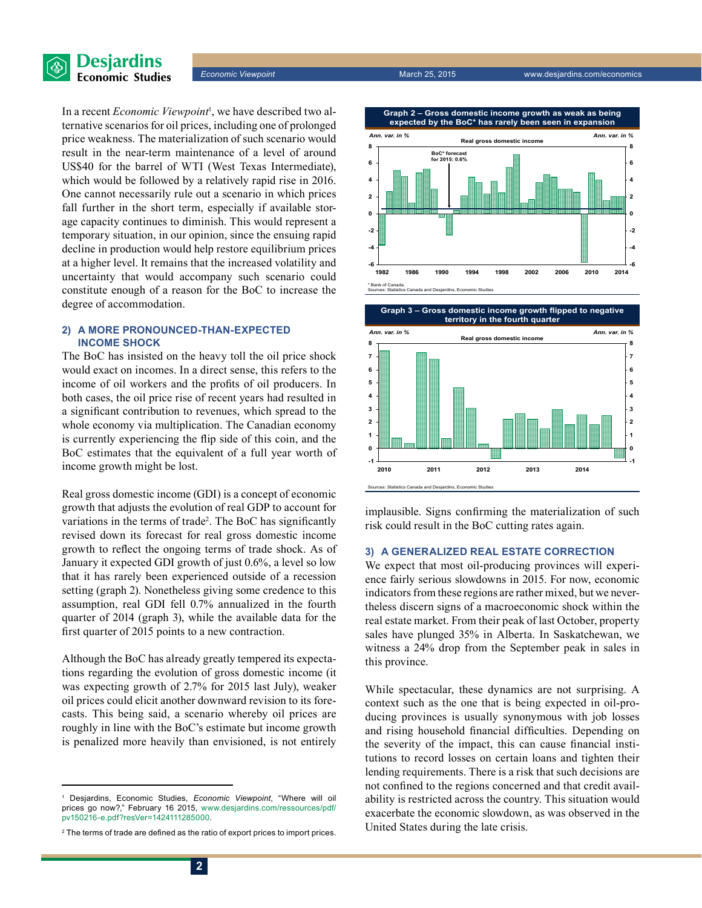In a recent *Economic Viewpoint*[1], we have described two alternative scenarios for oil prices, including one of prolonged price weakness. The materialization of such scenario would result in the near-term maintenance of a level of around US$40 for the barrel of WTI (West Texas Intermediate), which would be followed by a relatively rapid rise in 2016. One cannot necessarily rule out a scenario in which prices fall further in the short term, especially if available storage capacity continues to diminish. This would represent a temporary situation, in our opinion, since the ensuing rapid decline in production would help restore equilibrium prices at a higher level. It remains that the increased volatility and uncertainty that would accompany such scenario could constitute enough of a reason for the BoC to increase the degree of accommodation.

## 2) A MORE PRONOUNCED-THAN-EXPECTED INCOME SHOCK

The BoC has insisted on the heavy toll the oil price shock would exact on incomes. In a direct sense, this refers to the income of oil workers and the profits of oil producers. In both cases, the oil price rise of recent years had resulted in a significant contribution to revenues, which spread to the whole economy via multiplication. The Canadian economy is currently experiencing the flip side of this coin, and the BoC estimates that the equivalent of a full year worth of income growth might be lost.

Real gross domestic income (GDI) is a concept of economic growth that adjusts the evolution of real GDP to account for variations in the terms of trade[2]. The BoC has significantly revised down its forecast for real gross domestic income growth to reflect the ongoing terms of trade shock. As of January it expected GDI growth of just 0.6%, a level so low that it has rarely been experienced outside of a recession setting (graph 2). Nonetheless giving some credence to this assumption, real GDI fell 0.7% annualized in the fourth quarter of 2014 (graph 3), while the available data for the first quarter of 2015 points to a new contraction.

Although the BoC has already greatly tempered its expectations regarding the evolution of gross domestic income (it was expecting growth of 2.7% for 2015 last July), weaker oil prices could elicit another downward revision to its forecasts. This being said, a scenario whereby oil prices are roughly in line with the BoC's estimate but income growth is penalized more heavily than envisioned, is not entirely implausible. Signs confirming the materialization of such risk could result in the BoC cutting rates again.

**Graph 2 – Gross domestic income growth as weak as being expected by the BoC* has rarely been seen in expansion**

\* Bank of Canada.
Sources: Statistics Canada and Desjardins, Economic Studies

**Graph 3 – Gross domestic income growth flipped to negative territory in the fourth quarter**

Sources: Statistics Canada and Desjardins, Economic Studies

## 3) A GENERALIZED REAL ESTATE CORRECTION

We expect that most oil-producing provinces will experience fairly serious slowdowns in 2015. For now, economic indicators from these regions are rather mixed, but we nevertheless discern signs of a macroeconomic shock within the real estate market. From their peak of last October, property sales have plunged 35% in Alberta. In Saskatchewan, we witness a 24% drop from the September peak in sales in this province.

While spectacular, these dynamics are not surprising. A context such as the one that is being expected in oil-producing provinces is usually synonymous with job losses and rising household financial difficulties. Depending on the severity of the impact, this can cause financial institutions to record losses on certain loans and tighten their lending requirements. There is a risk that such decisions are not confined to the regions concerned and that credit availability is restricted across the country. This situation would exacerbate the economic slowdown, as was observed in the United States during the late crisis.

---

[1] Desjardins, Economic Studies, *Economic Viewpoint*, "Where will oil prices go now?," February 16 2015, www.desjardins.com/ressources/pdf/pv150216-e.pdf?resVer=1424111285000.

[2] The terms of trade are defined as the ratio of export prices to import prices.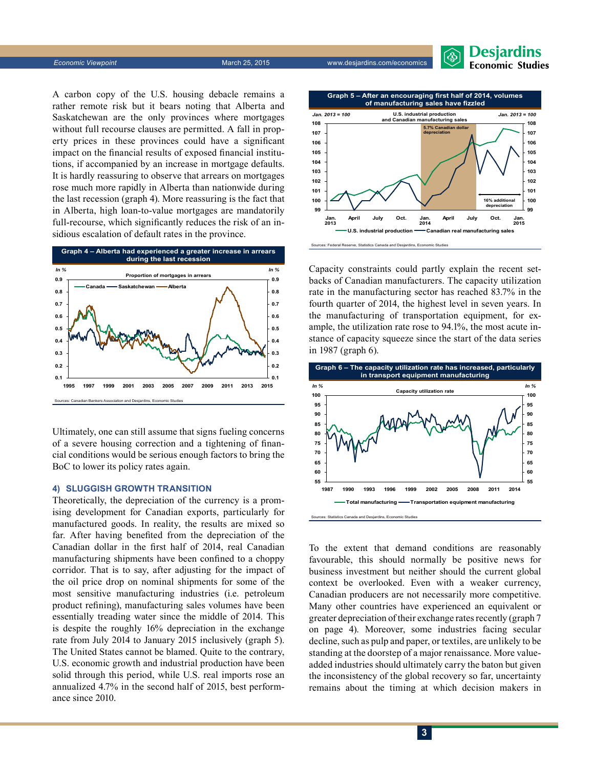A carbon copy of the U.S. housing debacle remains a rather remote risk but it bears noting that Alberta and Saskatchewan are the only provinces where mortgages without full recourse clauses are permitted. A fall in property prices in these provinces could have a significant impact on the financial results of exposed financial institutions, if accompanied by an increase in mortgage defaults. It is hardly reassuring to observe that arrears on mortgages rose much more rapidly in Alberta than nationwide during the last recession (graph 4). More reassuring is the fact that in Alberta, high loan-to-value mortgages are mandatorily full-recourse, which significantly reduces the risk of an insidious escalation of default rates in the province.

**Graph 4 – Alberta had experienced a greater increase in arrears during the last recession**

Sources: Canadian Bankers Association and Desjardins, Economic Studies

Ultimately, one can still assume that signs fueling concerns of a severe housing correction and a tightening of financial conditions would be serious enough factors to bring the BoC to lower its policy rates again.

#### 4) SLUGGISH GROWTH TRANSITION

Theoretically, the depreciation of the currency is a promising development for Canadian exports, particularly for manufactured goods. In reality, the results are mixed so far. After having benefited from the depreciation of the Canadian dollar in the first half of 2014, real Canadian manufacturing shipments have been confined to a choppy corridor. That is to say, after adjusting for the impact of the oil price drop on nominal shipments for some of the most sensitive manufacturing industries (i.e. petroleum product refining), manufacturing sales volumes have been essentially treading water since the middle of 2014. This is despite the roughly 16% depreciation in the exchange rate from July 2014 to January 2015 inclusively (graph 5). The United States cannot be blamed. Quite to the contrary, U.S. economic growth and industrial production have been solid through this period, while U.S. real imports rose an annualized 4.7% in the second half of 2015, best performance since 2010.

**Graph 5 – After an encouraging first half of 2014, volumes of manufacturing sales have fizzled**

Sources: Federal Reserve, Statistics Canada and Desjardins, Economic Studies

Capacity constraints could partly explain the recent setbacks of Canadian manufacturers. The capacity utilization rate in the manufacturing sector has reached 83.7% in the fourth quarter of 2014, the highest level in seven years. In the manufacturing of transportation equipment, for example, the utilization rate rose to 94.1%, the most acute instance of capacity squeeze since the start of the data series in 1987 (graph 6).

**Graph 6 – The capacity utilization rate has increased, particularly in transport equipment manufacturing**

Sources: Statistics Canada and Desjardins, Economic Studies

To the extent that demand conditions are reasonably favourable, this should normally be positive news for business investment but neither should the current global context be overlooked. Even with a weaker currency, Canadian producers are not necessarily more competitive. Many other countries have experienced an equivalent or greater depreciation of their exchange rates recently (graph 7 on page 4). Moreover, some industries facing secular decline, such as pulp and paper, or textiles, are unlikely to be standing at the doorstep of a major renaissance. More value-added industries should ultimately carry the baton but given the inconsistency of the global recovery so far, uncertainty remains about the timing at which decision makers in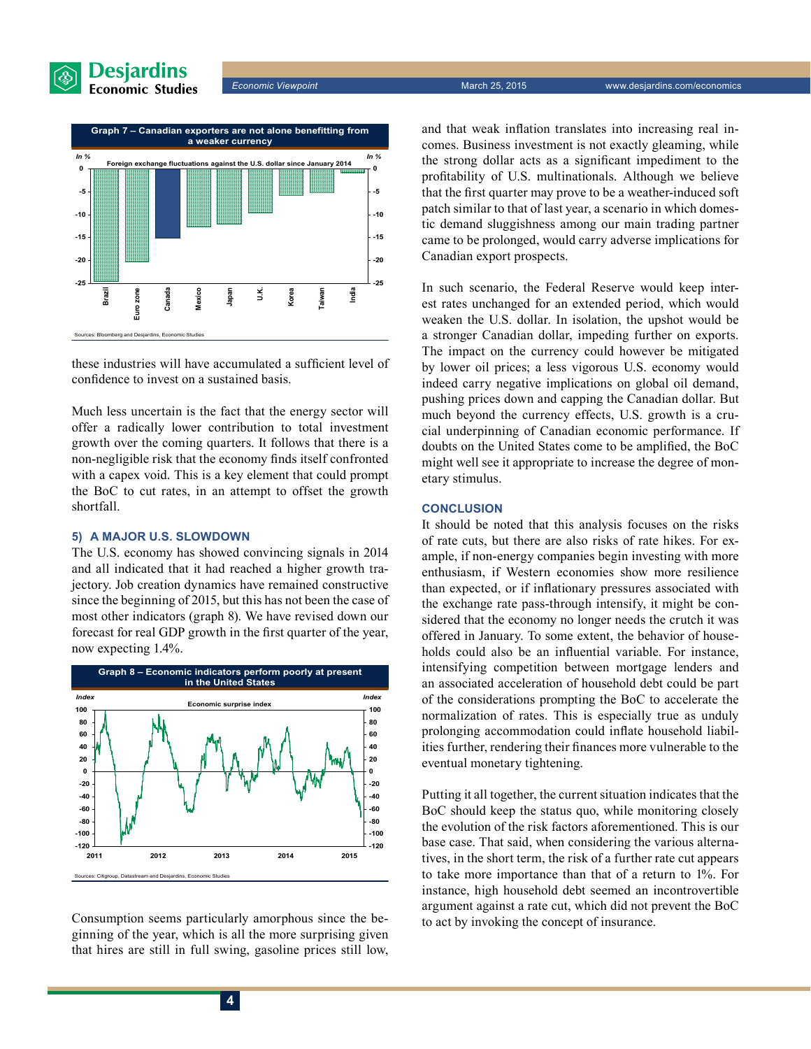**Graph 7 – Canadian exporters are not alone benefitting from a weaker currency**

Foreign exchange fluctuations against the U.S. dollar since January 2014

Sources: Bloomberg and Desjardins, Economic Studies

these industries will have accumulated a sufficient level of confidence to invest on a sustained basis.

Much less uncertain is the fact that the energy sector will offer a radically lower contribution to total investment growth over the coming quarters. It follows that there is a non-negligible risk that the economy finds itself confronted with a capex void. This is a key element that could prompt the BoC to cut rates, in an attempt to offset the growth shortfall.

### 5) A MAJOR U.S. SLOWDOWN

The U.S. economy has showed convincing signals in 2014 and all indicated that it had reached a higher growth trajectory. Job creation dynamics have remained constructive since the beginning of 2015, but this has not been the case of most other indicators (graph 8). We have revised down our forecast for real GDP growth in the first quarter of the year, now expecting 1.4%.

**Graph 8 – Economic indicators perform poorly at present in the United States**

Economic surprise index

Sources: Citigroup, Datastream and Desjardins, Economic Studies

Consumption seems particularly amorphous since the beginning of the year, which is all the more surprising given that hires are still in full swing, gasoline prices still low, and that weak inflation translates into increasing real incomes. Business investment is not exactly gleaming, while the strong dollar acts as a significant impediment to the profitability of U.S. multinationals. Although we believe that the first quarter may prove to be a weather-induced soft patch similar to that of last year, a scenario in which domestic demand sluggishness among our main trading partner came to be prolonged, would carry adverse implications for Canadian export prospects.

In such scenario, the Federal Reserve would keep interest rates unchanged for an extended period, which would weaken the U.S. dollar. In isolation, the upshot would be a stronger Canadian dollar, impeding further on exports. The impact on the currency could however be mitigated by lower oil prices; a less vigorous U.S. economy would indeed carry negative implications on global oil demand, pushing prices down and capping the Canadian dollar. But much beyond the currency effects, U.S. growth is a crucial underpinning of Canadian economic performance. If doubts on the United States come to be amplified, the BoC might well see it appropriate to increase the degree of monetary stimulus.

## CONCLUSION

It should be noted that this analysis focuses on the risks of rate cuts, but there are also risks of rate hikes. For example, if non-energy companies begin investing with more enthusiasm, if Western economies show more resilience than expected, or if inflationary pressures associated with the exchange rate pass-through intensify, it might be considered that the economy no longer needs the crutch it was offered in January. To some extent, the behavior of households could also be an influential variable. For instance, intensifying competition between mortgage lenders and an associated acceleration of household debt could be part of the considerations prompting the BoC to accelerate the normalization of rates. This is especially true as unduly prolonging accommodation could inflate household liabilities further, rendering their finances more vulnerable to the eventual monetary tightening.

Putting it all together, the current situation indicates that the BoC should keep the status quo, while monitoring closely the evolution of the risk factors aforementioned. This is our base case. That said, when considering the various alternatives, in the short term, the risk of a further rate cut appears to take more importance than that of a return to 1%. For instance, high household debt seemed an incontrovertible argument against a rate cut, which did not prevent the BoC to act by invoking the concept of insurance.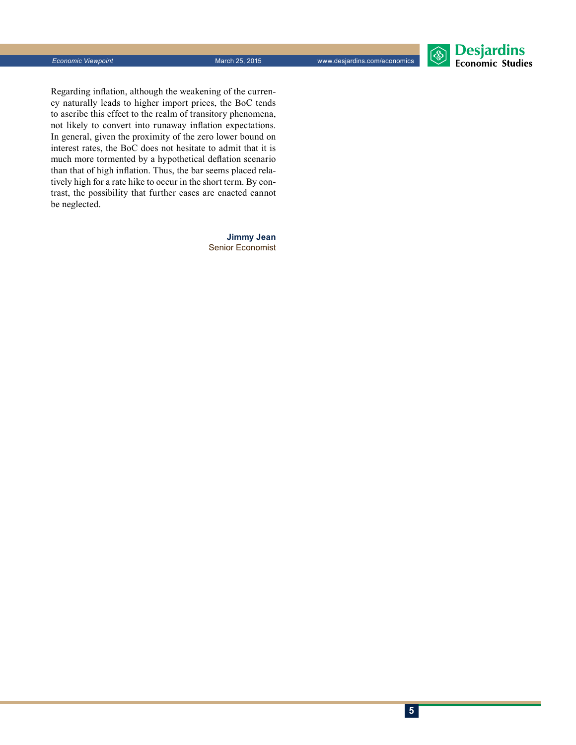Regarding inflation, although the weakening of the currency naturally leads to higher import prices, the BoC tends to ascribe this effect to the realm of transitory phenomena, not likely to convert into runaway inflation expectations. In general, given the proximity of the zero lower bound on interest rates, the BoC does not hesitate to admit that it is much more tormented by a hypothetical deflation scenario than that of high inflation. Thus, the bar seems placed relatively high for a rate hike to occur in the short term. By contrast, the possibility that further eases are enacted cannot be neglected.

**Jimmy Jean**
Senior Economist